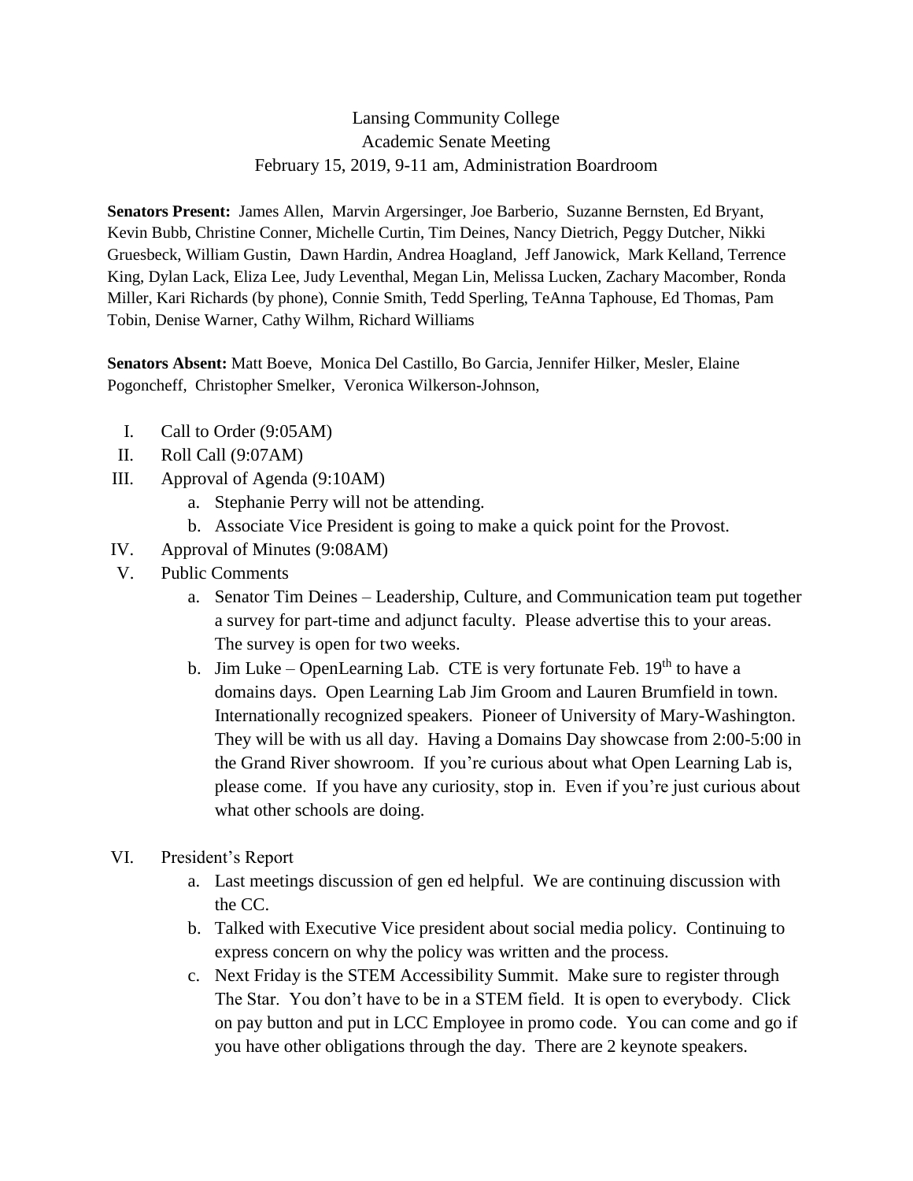Lansing Community College
Academic Senate Meeting
February 15, 2019, 9-11 am, Administration Boardroom

**Senators Present:** James Allen, Marvin Argersinger, Joe Barberio, Suzanne Bernsten, Ed Bryant, Kevin Bubb, Christine Conner, Michelle Curtin, Tim Deines, Nancy Dietrich, Peggy Dutcher, Nikki Gruesbeck, William Gustin, Dawn Hardin, Andrea Hoagland, Jeff Janowick, Mark Kelland, Terrence King, Dylan Lack, Eliza Lee, Judy Leventhal, Megan Lin, Melissa Lucken, Zachary Macomber, Ronda Miller, Kari Richards (by phone), Connie Smith, Tedd Sperling, TeAnna Taphouse, Ed Thomas, Pam Tobin, Denise Warner, Cathy Wilhm, Richard Williams

**Senators Absent:** Matt Boeve, Monica Del Castillo, Bo Garcia, Jennifer Hilker, Mesler, Elaine Pogoncheff, Christopher Smelker, Veronica Wilkerson-Johnson,

I. Call to Order (9:05AM)
II. Roll Call (9:07AM)
III. Approval of Agenda (9:10AM)
   a. Stephanie Perry will not be attending.
   b. Associate Vice President is going to make a quick point for the Provost.
IV. Approval of Minutes (9:08AM)
V. Public Comments
   a. Senator Tim Deines – Leadership, Culture, and Communication team put together a survey for part-time and adjunct faculty. Please advertise this to your areas. The survey is open for two weeks.
   b. Jim Luke – OpenLearning Lab. CTE is very fortunate Feb. 19th to have a domains days. Open Learning Lab Jim Groom and Lauren Brumfield in town. Internationally recognized speakers. Pioneer of University of Mary-Washington. They will be with us all day. Having a Domains Day showcase from 2:00-5:00 in the Grand River showroom. If you're curious about what Open Learning Lab is, please come. If you have any curiosity, stop in. Even if you're just curious about what other schools are doing.

VI. President's Report
   a. Last meetings discussion of gen ed helpful. We are continuing discussion with the CC.
   b. Talked with Executive Vice president about social media policy. Continuing to express concern on why the policy was written and the process.
   c. Next Friday is the STEM Accessibility Summit. Make sure to register through The Star. You don't have to be in a STEM field. It is open to everybody. Click on pay button and put in LCC Employee in promo code. You can come and go if you have other obligations through the day. There are 2 keynote speakers.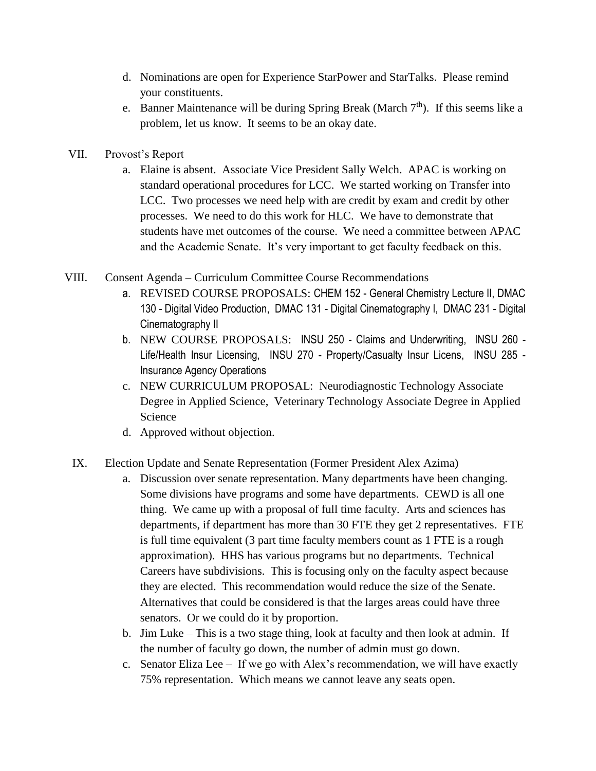d. Nominations are open for Experience StarPower and StarTalks. Please remind your constituents.
e. Banner Maintenance will be during Spring Break (March 7th). If this seems like a problem, let us know. It seems to be an okay date.

VII. Provost's Report

a. Elaine is absent. Associate Vice President Sally Welch. APAC is working on standard operational procedures for LCC. We started working on Transfer into LCC. Two processes we need help with are credit by exam and credit by other processes. We need to do this work for HLC. We have to demonstrate that students have met outcomes of the course. We need a committee between APAC and the Academic Senate. It's very important to get faculty feedback on this.

VIII. Consent Agenda – Curriculum Committee Course Recommendations

a. REVISED COURSE PROPOSALS: CHEM 152 - General Chemistry Lecture II, DMAC 130 - Digital Video Production, DMAC 131 - Digital Cinematography I, DMAC 231 - Digital Cinematography II
b. NEW COURSE PROPOSALS: INSU 250 - Claims and Underwriting, INSU 260 - Life/Health Insur Licensing, INSU 270 - Property/Casualty Insur Licens, INSU 285 - Insurance Agency Operations
c. NEW CURRICULUM PROPOSAL: Neurodiagnostic Technology Associate Degree in Applied Science, Veterinary Technology Associate Degree in Applied Science
d. Approved without objection.

IX. Election Update and Senate Representation (Former President Alex Azima)

a. Discussion over senate representation. Many departments have been changing. Some divisions have programs and some have departments. CEWD is all one thing. We came up with a proposal of full time faculty. Arts and sciences has departments, if department has more than 30 FTE they get 2 representatives. FTE is full time equivalent (3 part time faculty members count as 1 FTE is a rough approximation). HHS has various programs but no departments. Technical Careers have subdivisions. This is focusing only on the faculty aspect because they are elected. This recommendation would reduce the size of the Senate. Alternatives that could be considered is that the larges areas could have three senators. Or we could do it by proportion.
b. Jim Luke – This is a two stage thing, look at faculty and then look at admin. If the number of faculty go down, the number of admin must go down.
c. Senator Eliza Lee – If we go with Alex's recommendation, we will have exactly 75% representation. Which means we cannot leave any seats open.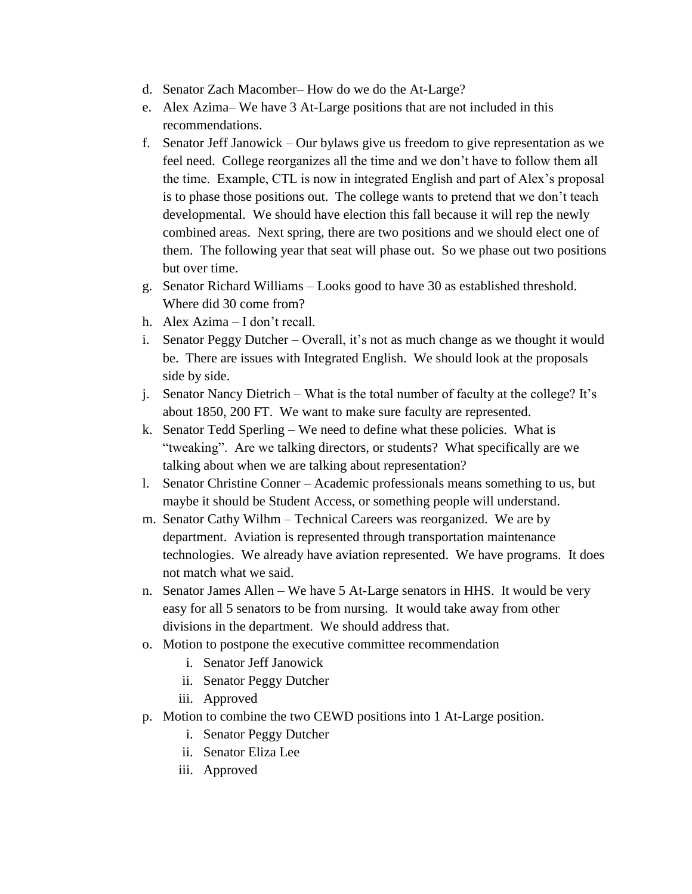d. Senator Zach Macomber– How do we do the At-Large?
e. Alex Azima– We have 3 At-Large positions that are not included in this recommendations.
f. Senator Jeff Janowick – Our bylaws give us freedom to give representation as we feel need. College reorganizes all the time and we don't have to follow them all the time. Example, CTL is now in integrated English and part of Alex's proposal is to phase those positions out. The college wants to pretend that we don't teach developmental. We should have election this fall because it will rep the newly combined areas. Next spring, there are two positions and we should elect one of them. The following year that seat will phase out. So we phase out two positions but over time.
g. Senator Richard Williams – Looks good to have 30 as established threshold. Where did 30 come from?
h. Alex Azima – I don't recall.
i. Senator Peggy Dutcher – Overall, it's not as much change as we thought it would be. There are issues with Integrated English. We should look at the proposals side by side.
j. Senator Nancy Dietrich – What is the total number of faculty at the college? It's about 1850, 200 FT. We want to make sure faculty are represented.
k. Senator Tedd Sperling – We need to define what these policies. What is "tweaking". Are we talking directors, or students? What specifically are we talking about when we are talking about representation?
l. Senator Christine Conner – Academic professionals means something to us, but maybe it should be Student Access, or something people will understand.
m. Senator Cathy Wilhm – Technical Careers was reorganized. We are by department. Aviation is represented through transportation maintenance technologies. We already have aviation represented. We have programs. It does not match what we said.
n. Senator James Allen – We have 5 At-Large senators in HHS. It would be very easy for all 5 senators to be from nursing. It would take away from other divisions in the department. We should address that.
o. Motion to postpone the executive committee recommendation
    i. Senator Jeff Janowick
    ii. Senator Peggy Dutcher
    iii. Approved
p. Motion to combine the two CEWD positions into 1 At-Large position.
    i. Senator Peggy Dutcher
    ii. Senator Eliza Lee
    iii. Approved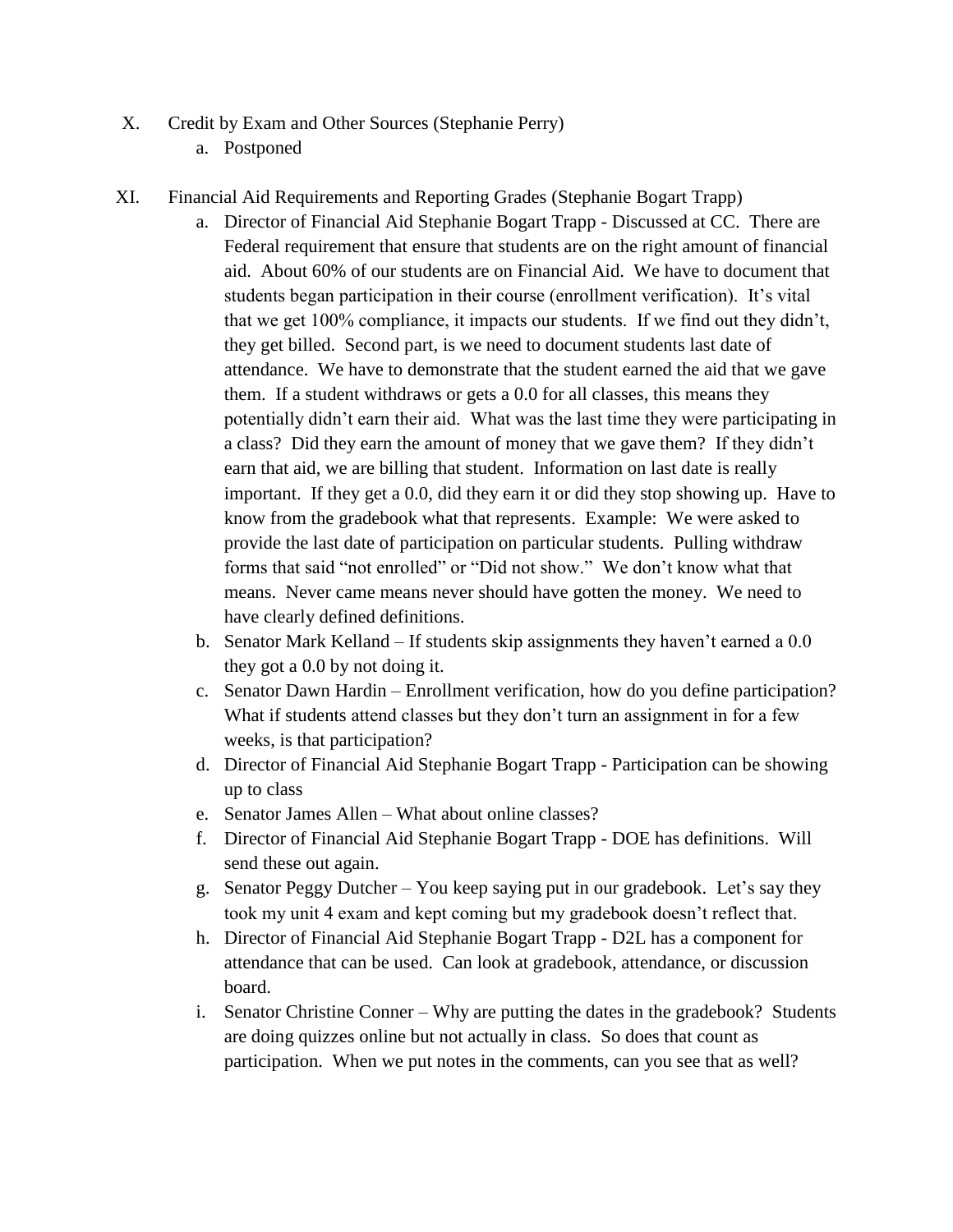X. Credit by Exam and Other Sources (Stephanie Perry)
   a. Postponed

XI. Financial Aid Requirements and Reporting Grades (Stephanie Bogart Trapp)
   a. Director of Financial Aid Stephanie Bogart Trapp - Discussed at CC. There are Federal requirement that ensure that students are on the right amount of financial aid. About 60% of our students are on Financial Aid. We have to document that students began participation in their course (enrollment verification). It's vital that we get 100% compliance, it impacts our students. If we find out they didn't, they get billed. Second part, is we need to document students last date of attendance. We have to demonstrate that the student earned the aid that we gave them. If a student withdraws or gets a 0.0 for all classes, this means they potentially didn't earn their aid. What was the last time they were participating in a class? Did they earn the amount of money that we gave them? If they didn't earn that aid, we are billing that student. Information on last date is really important. If they get a 0.0, did they earn it or did they stop showing up. Have to know from the gradebook what that represents. Example: We were asked to provide the last date of participation on particular students. Pulling withdraw forms that said "not enrolled" or "Did not show." We don't know what that means. Never came means never should have gotten the money. We need to have clearly defined definitions.
   b. Senator Mark Kelland – If students skip assignments they haven't earned a 0.0 they got a 0.0 by not doing it.
   c. Senator Dawn Hardin – Enrollment verification, how do you define participation? What if students attend classes but they don't turn an assignment in for a few weeks, is that participation?
   d. Director of Financial Aid Stephanie Bogart Trapp - Participation can be showing up to class
   e. Senator James Allen – What about online classes?
   f. Director of Financial Aid Stephanie Bogart Trapp - DOE has definitions. Will send these out again.
   g. Senator Peggy Dutcher – You keep saying put in our gradebook. Let's say they took my unit 4 exam and kept coming but my gradebook doesn't reflect that.
   h. Director of Financial Aid Stephanie Bogart Trapp - D2L has a component for attendance that can be used. Can look at gradebook, attendance, or discussion board.
   i. Senator Christine Conner – Why are putting the dates in the gradebook? Students are doing quizzes online but not actually in class. So does that count as participation. When we put notes in the comments, can you see that as well?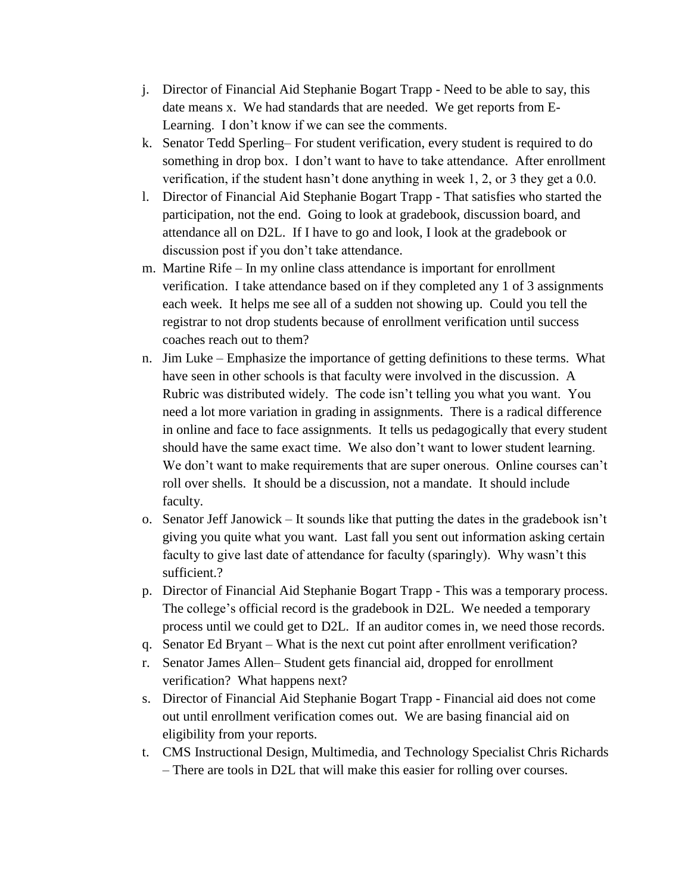j. Director of Financial Aid Stephanie Bogart Trapp - Need to be able to say, this date means x. We had standards that are needed. We get reports from E-Learning. I don't know if we can see the comments.

k. Senator Tedd Sperling– For student verification, every student is required to do something in drop box. I don't want to have to take attendance. After enrollment verification, if the student hasn't done anything in week 1, 2, or 3 they get a 0.0.

l. Director of Financial Aid Stephanie Bogart Trapp - That satisfies who started the participation, not the end. Going to look at gradebook, discussion board, and attendance all on D2L. If I have to go and look, I look at the gradebook or discussion post if you don't take attendance.

m. Martine Rife – In my online class attendance is important for enrollment verification. I take attendance based on if they completed any 1 of 3 assignments each week. It helps me see all of a sudden not showing up. Could you tell the registrar to not drop students because of enrollment verification until success coaches reach out to them?

n. Jim Luke – Emphasize the importance of getting definitions to these terms. What have seen in other schools is that faculty were involved in the discussion. A Rubric was distributed widely. The code isn't telling you what you want. You need a lot more variation in grading in assignments. There is a radical difference in online and face to face assignments. It tells us pedagogically that every student should have the same exact time. We also don't want to lower student learning. We don't want to make requirements that are super onerous. Online courses can't roll over shells. It should be a discussion, not a mandate. It should include faculty.

o. Senator Jeff Janowick – It sounds like that putting the dates in the gradebook isn't giving you quite what you want. Last fall you sent out information asking certain faculty to give last date of attendance for faculty (sparingly). Why wasn't this sufficient.?

p. Director of Financial Aid Stephanie Bogart Trapp - This was a temporary process. The college's official record is the gradebook in D2L. We needed a temporary process until we could get to D2L. If an auditor comes in, we need those records.

q. Senator Ed Bryant – What is the next cut point after enrollment verification?

r. Senator James Allen– Student gets financial aid, dropped for enrollment verification? What happens next?

s. Director of Financial Aid Stephanie Bogart Trapp - Financial aid does not come out until enrollment verification comes out. We are basing financial aid on eligibility from your reports.

t. CMS Instructional Design, Multimedia, and Technology Specialist Chris Richards – There are tools in D2L that will make this easier for rolling over courses.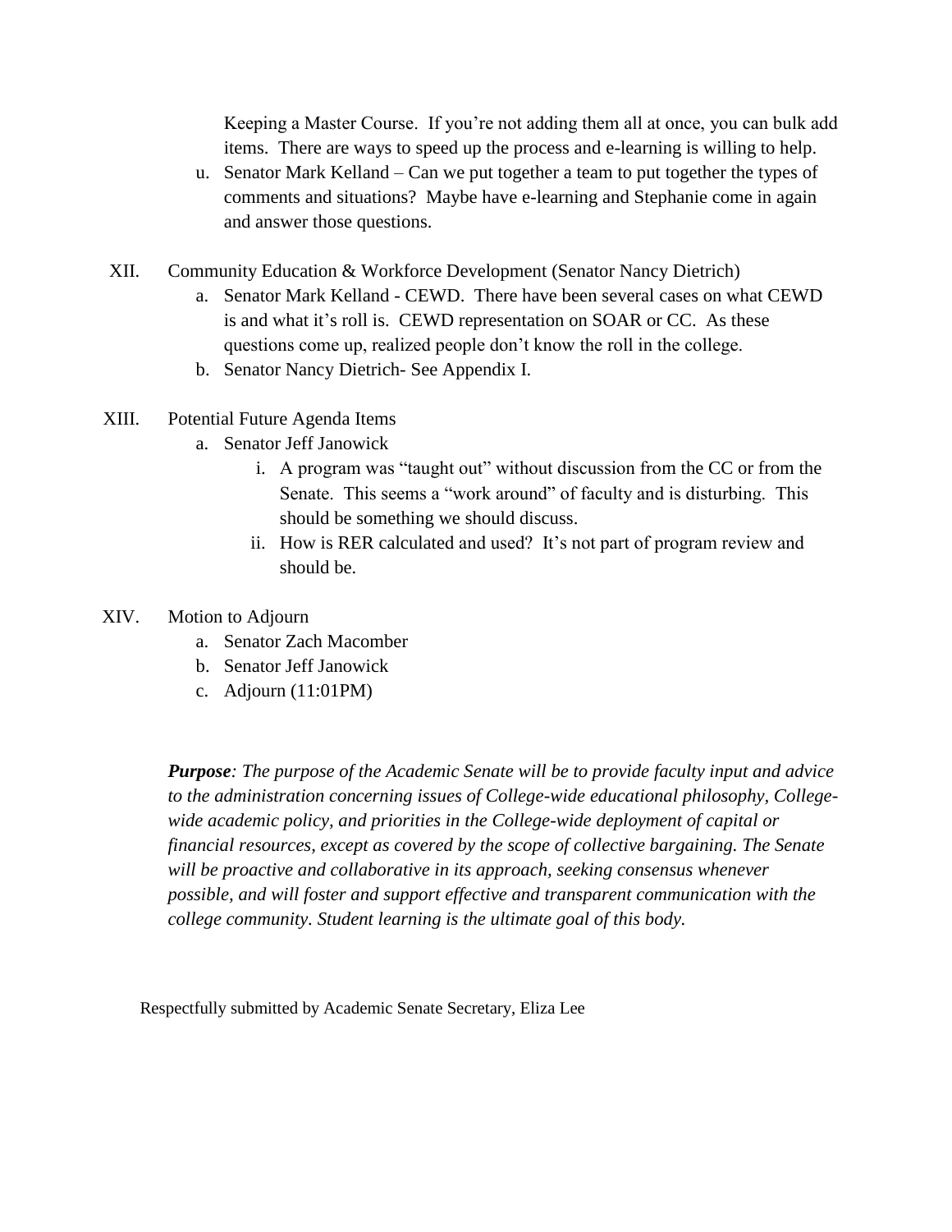Keeping a Master Course. If you're not adding them all at once, you can bulk add items. There are ways to speed up the process and e-learning is willing to help.

u. Senator Mark Kelland – Can we put together a team to put together the types of comments and situations? Maybe have e-learning and Stephanie come in again and answer those questions.

XII. Community Education & Workforce Development (Senator Nancy Dietrich)

a. Senator Mark Kelland - CEWD. There have been several cases on what CEWD is and what it's roll is. CEWD representation on SOAR or CC. As these questions come up, realized people don't know the roll in the college.

b. Senator Nancy Dietrich- See Appendix I.

XIII. Potential Future Agenda Items

a. Senator Jeff Janowick

i. A program was "taught out" without discussion from the CC or from the Senate. This seems a "work around" of faculty and is disturbing. This should be something we should discuss.

ii. How is RER calculated and used? It's not part of program review and should be.

XIV. Motion to Adjourn

a. Senator Zach Macomber

b. Senator Jeff Janowick

c. Adjourn (11:01PM)

***Purpose**: The purpose of the Academic Senate will be to provide faculty input and advice to the administration concerning issues of College-wide educational philosophy, College-wide academic policy, and priorities in the College-wide deployment of capital or financial resources, except as covered by the scope of collective bargaining. The Senate will be proactive and collaborative in its approach, seeking consensus whenever possible, and will foster and support effective and transparent communication with the college community. Student learning is the ultimate goal of this body.*

Respectfully submitted by Academic Senate Secretary, Eliza Lee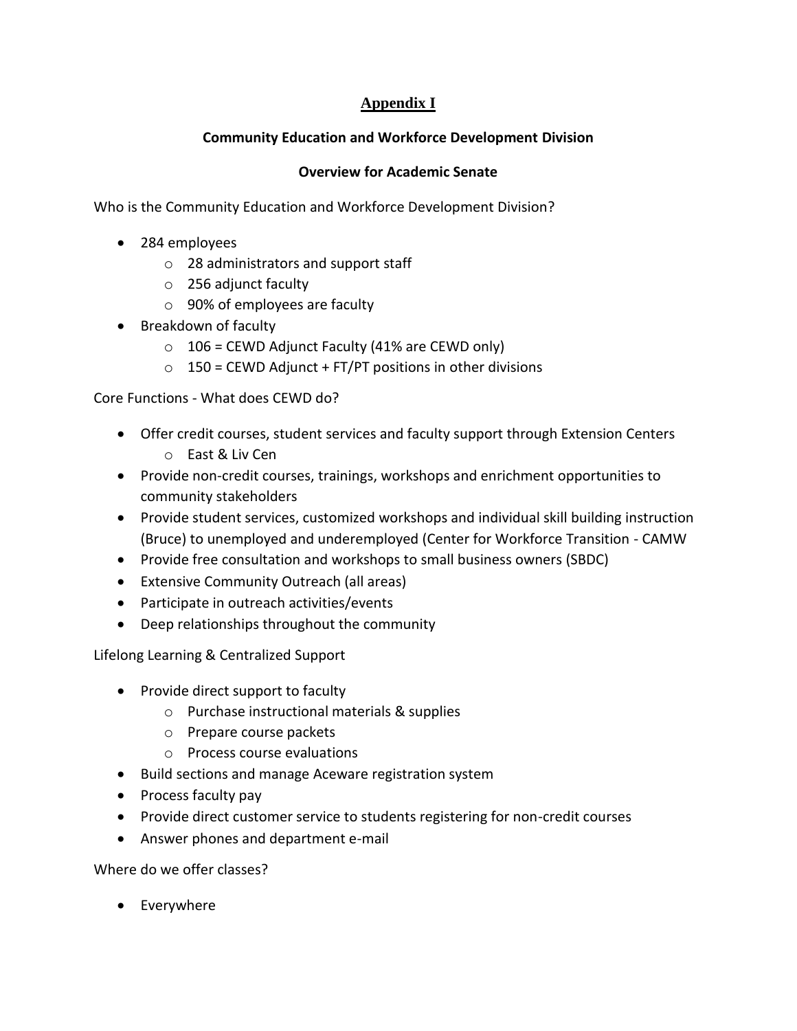# Appendix I

## Community Education and Workforce Development Division

### Overview for Academic Senate

Who is the Community Education and Workforce Development Division?

- 284 employees
  - 28 administrators and support staff
  - 256 adjunct faculty
  - 90% of employees are faculty
- Breakdown of faculty
  - 106 = CEWD Adjunct Faculty (41% are CEWD only)
  - 150 = CEWD Adjunct + FT/PT positions in other divisions

Core Functions - What does CEWD do?

- Offer credit courses, student services and faculty support through Extension Centers
  - East & Liv Cen
- Provide non-credit courses, trainings, workshops and enrichment opportunities to community stakeholders
- Provide student services, customized workshops and individual skill building instruction (Bruce) to unemployed and underemployed (Center for Workforce Transition - CAMW
- Provide free consultation and workshops to small business owners (SBDC)
- Extensive Community Outreach (all areas)
- Participate in outreach activities/events
- Deep relationships throughout the community

Lifelong Learning & Centralized Support

- Provide direct support to faculty
  - Purchase instructional materials & supplies
  - Prepare course packets
  - Process course evaluations
- Build sections and manage Aceware registration system
- Process faculty pay
- Provide direct customer service to students registering for non-credit courses
- Answer phones and department e-mail

Where do we offer classes?

- Everywhere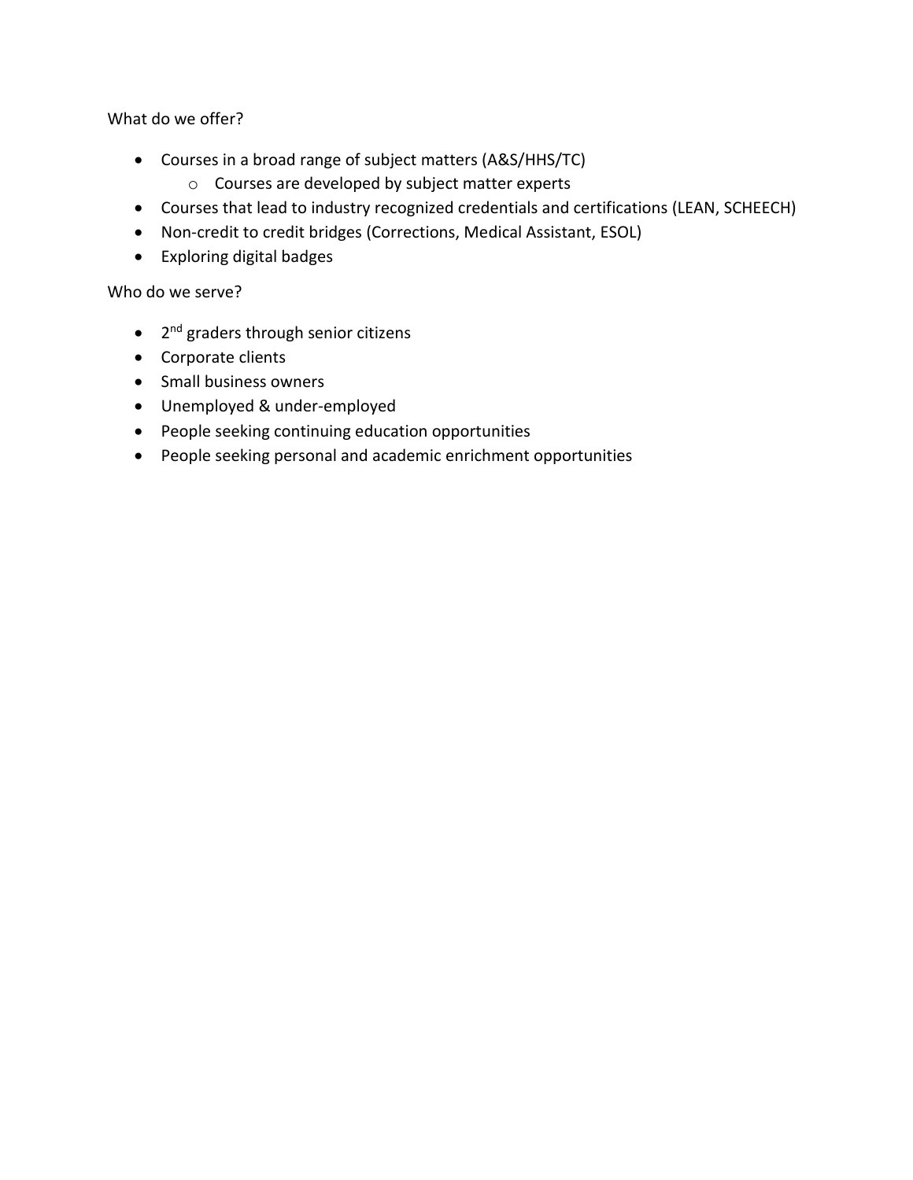What do we offer?

- Courses in a broad range of subject matters (A&S/HHS/TC)
  - Courses are developed by subject matter experts
- Courses that lead to industry recognized credentials and certifications (LEAN, SCHEECH)
- Non-credit to credit bridges (Corrections, Medical Assistant, ESOL)
- Exploring digital badges

Who do we serve?

- 2nd graders through senior citizens
- Corporate clients
- Small business owners
- Unemployed & under-employed
- People seeking continuing education opportunities
- People seeking personal and academic enrichment opportunities